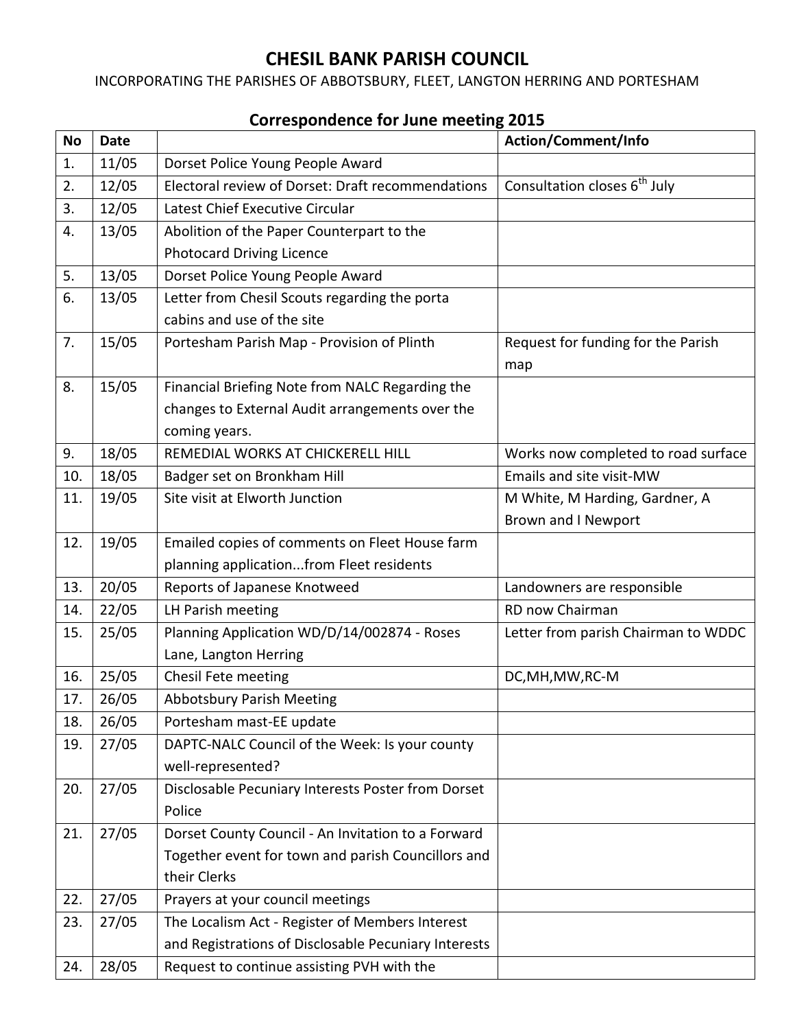# CHESIL BANK PARISH COUNCIL

INCORPORATING THE PARISHES OF ABBOTSBURY, FLEET, LANGTON HERRING AND PORTESHAM

## Correspondence for June meeting 2015

| No | Date | | Action/Comment/Info |
|---|---|---|---|
| 1. | 11/05 | Dorset Police Young People Award | |
| 2. | 12/05 | Electoral review of Dorset: Draft recommendations | Consultation closes 6th July |
| 3. | 12/05 | Latest Chief Executive Circular | |
| 4. | 13/05 | Abolition of the Paper Counterpart to the Photocard Driving Licence | |
| 5. | 13/05 | Dorset Police Young People Award | |
| 6. | 13/05 | Letter from Chesil Scouts regarding the porta cabins and use of the site | |
| 7. | 15/05 | Portesham Parish Map - Provision of Plinth | Request for funding for the Parish map |
| 8. | 15/05 | Financial Briefing Note from NALC Regarding the changes to External Audit arrangements over the coming years. | |
| 9. | 18/05 | REMEDIAL WORKS AT CHICKERELL HILL | Works now completed to road surface |
| 10. | 18/05 | Badger set on Bronkham Hill | Emails and site visit-MW |
| 11. | 19/05 | Site visit at Elworth Junction | M White, M Harding, Gardner, A Brown and I Newport |
| 12. | 19/05 | Emailed copies of comments on Fleet House farm planning application...from Fleet residents | |
| 13. | 20/05 | Reports of Japanese Knotweed | Landowners are responsible |
| 14. | 22/05 | LH Parish meeting | RD now Chairman |
| 15. | 25/05 | Planning Application WD/D/14/002874 - Roses Lane, Langton Herring | Letter from parish Chairman to WDDC |
| 16. | 25/05 | Chesil Fete meeting | DC,MH,MW,RC-M |
| 17. | 26/05 | Abbotsbury Parish Meeting | |
| 18. | 26/05 | Portesham mast-EE update | |
| 19. | 27/05 | DAPTC-NALC Council of the Week: Is your county well-represented? | |
| 20. | 27/05 | Disclosable Pecuniary Interests Poster from Dorset Police | |
| 21. | 27/05 | Dorset County Council - An Invitation to a Forward Together event for town and parish Councillors and their Clerks | |
| 22. | 27/05 | Prayers at your council meetings | |
| 23. | 27/05 | The Localism Act - Register of Members Interest and Registrations of Disclosable Pecuniary Interests | |
| 24. | 28/05 | Request to continue assisting PVH with the | |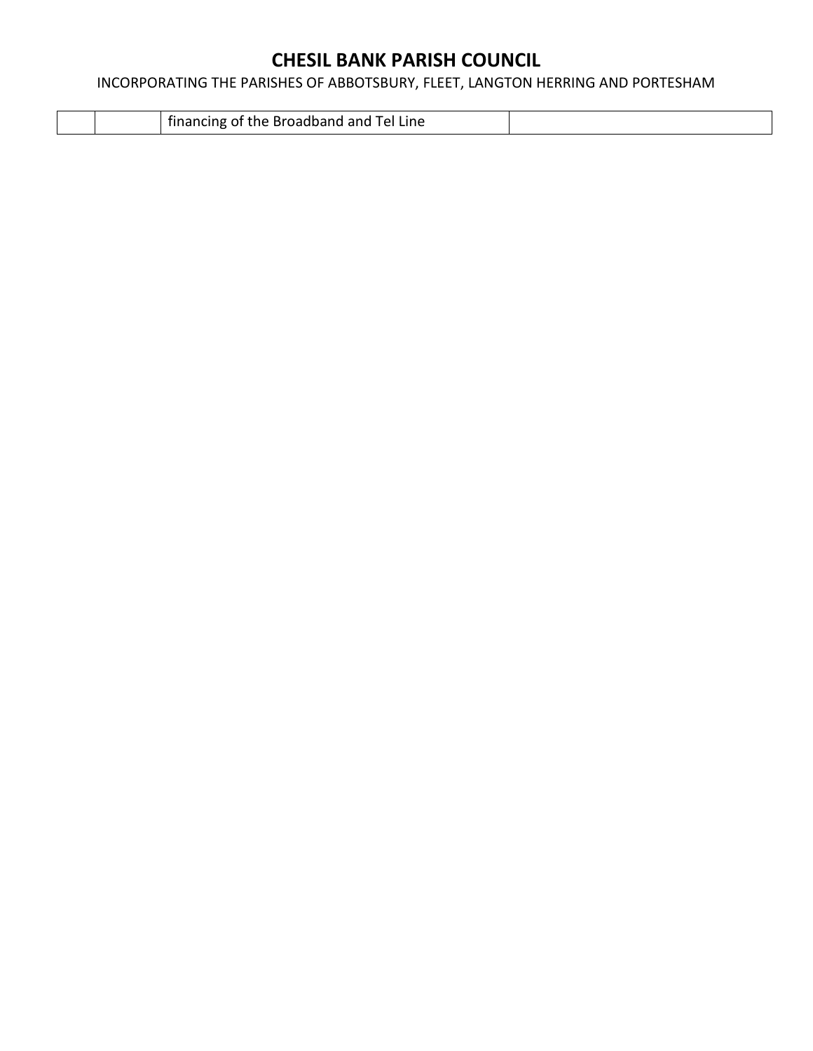| | | | |
|---|---|---|---|
| | | financing of the Broadband and Tel Line | |